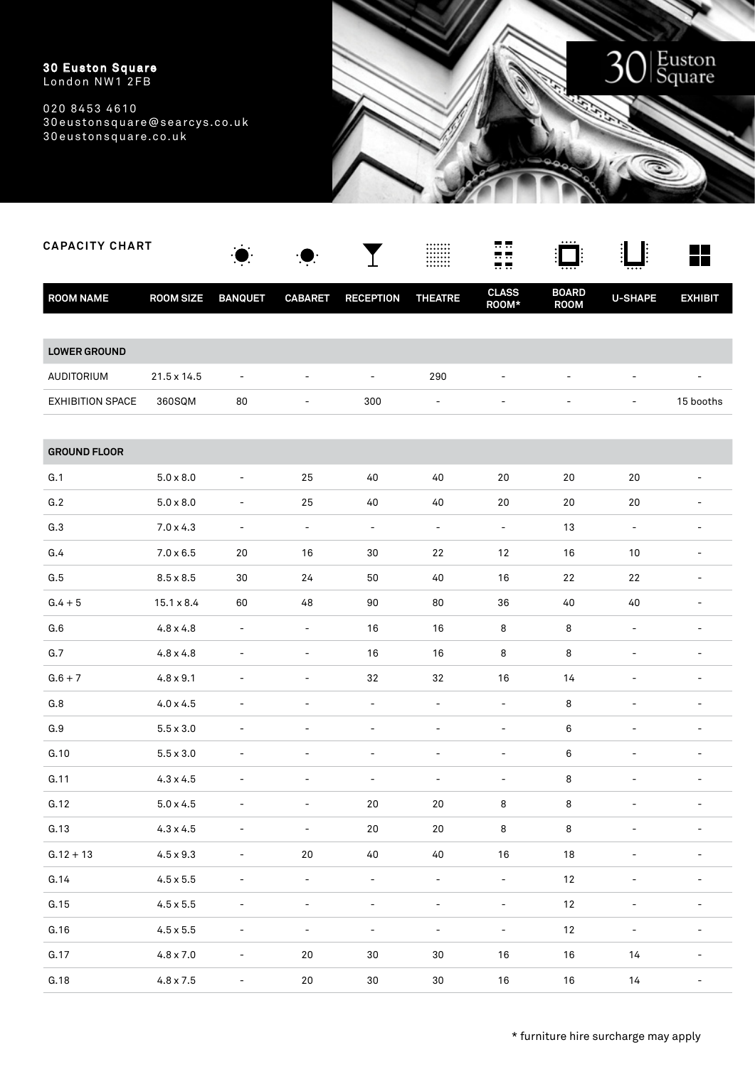**30 Euston Square**
London NW1 2FB

020 8453 4610
30eustonsquare@searcys.co.uk
30eustonsquare.co.uk

30 | Euston Square

## CAPACITY CHART

| ROOM NAME | ROOM SIZE | BANQUET | CABARET | RECEPTION | THEATRE | CLASS ROOM* | BOARD ROOM | U-SHAPE | EXHIBIT |
|---|---|---|---|---|---|---|---|---|---|
| **LOWER GROUND** | | | | | | | | | |
| AUDITORIUM | 21.5 x 14.5 | - | - | - | 290 | - | - | - | - |
| EXHIBITION SPACE | 360SQM | 80 | - | 300 | - | - | - | - | 15 booths |
| **GROUND FLOOR** | | | | | | | | | |
| G.1 | 5.0 x 8.0 | - | 25 | 40 | 40 | 20 | 20 | 20 | - |
| G.2 | 5.0 x 8.0 | - | 25 | 40 | 40 | 20 | 20 | 20 | - |
| G.3 | 7.0 x 4.3 | - | - | - | - | - | 13 | - | - |
| G.4 | 7.0 x 6.5 | 20 | 16 | 30 | 22 | 12 | 16 | 10 | - |
| G.5 | 8.5 x 8.5 | 30 | 24 | 50 | 40 | 16 | 22 | 22 | - |
| G.4 + 5 | 15.1 x 8.4 | 60 | 48 | 90 | 80 | 36 | 40 | 40 | - |
| G.6 | 4.8 x 4.8 | - | - | 16 | 16 | 8 | 8 | - | - |
| G.7 | 4.8 x 4.8 | - | - | 16 | 16 | 8 | 8 | - | - |
| G.6 + 7 | 4.8 x 9.1 | - | - | 32 | 32 | 16 | 14 | - | - |
| G.8 | 4.0 x 4.5 | - | - | - | - | - | 8 | - | - |
| G.9 | 5.5 x 3.0 | - | - | - | - | - | 6 | - | - |
| G.10 | 5.5 x 3.0 | - | - | - | - | - | 6 | - | - |
| G.11 | 4.3 x 4.5 | - | - | - | - | - | 8 | - | - |
| G.12 | 5.0 x 4.5 | - | - | 20 | 20 | 8 | 8 | - | - |
| G.13 | 4.3 x 4.5 | - | - | 20 | 20 | 8 | 8 | - | - |
| G.12 + 13 | 4.5 x 9.3 | - | 20 | 40 | 40 | 16 | 18 | - | - |
| G.14 | 4.5 x 5.5 | - | - | - | - | - | 12 | - | - |
| G.15 | 4.5 x 5.5 | - | - | - | - | - | 12 | - | - |
| G.16 | 4.5 x 5.5 | - | - | - | - | - | 12 | - | - |
| G.17 | 4.8 x 7.0 | - | 20 | 30 | 30 | 16 | 16 | 14 | - |
| G.18 | 4.8 x 7.5 | - | 20 | 30 | 30 | 16 | 16 | 14 | - |

* furniture hire surcharge may apply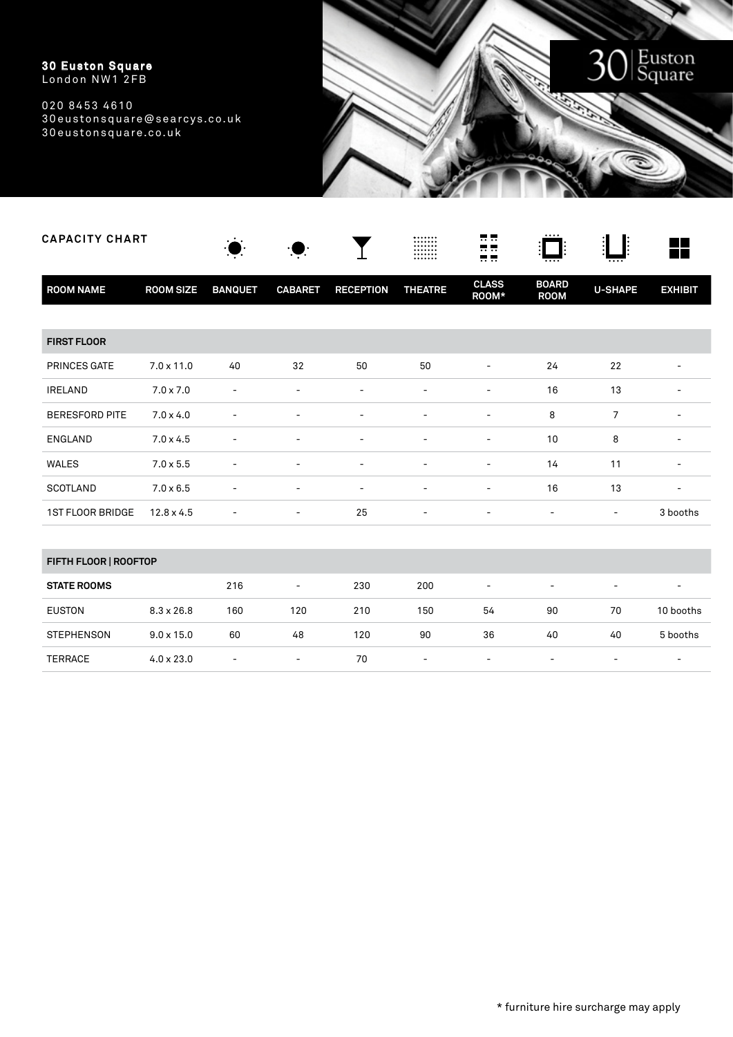**30 Euston Square**
London NW1 2FB

020 8453 4610
30eustonsquare@searcys.co.uk
30eustonsquare.co.uk

## CAPACITY CHART

| ROOM NAME | ROOM SIZE | BANQUET | CABARET | RECEPTION | THEATRE | CLASS ROOM* | BOARD ROOM | U-SHAPE | EXHIBIT |
|---|---|---|---|---|---|---|---|---|---|
| **FIRST FLOOR** | | | | | | | | | |
| PRINCES GATE | 7.0 x 11.0 | 40 | 32 | 50 | 50 | - | 24 | 22 | - |
| IRELAND | 7.0 x 7.0 | - | - | - | - | - | 16 | 13 | - |
| BERESFORD PITE | 7.0 x 4.0 | - | - | - | - | - | 8 | 7 | - |
| ENGLAND | 7.0 x 4.5 | - | - | - | - | - | 10 | 8 | - |
| WALES | 7.0 x 5.5 | - | - | - | - | - | 14 | 11 | - |
| SCOTLAND | 7.0 x 6.5 | - | - | - | - | - | 16 | 13 | - |
| 1ST FLOOR BRIDGE | 12.8 x 4.5 | - | - | 25 | - | - | - | - | 3 booths |
| **FIFTH FLOOR \| ROOFTOP** | | | | | | | | | |
| **STATE ROOMS** | | 216 | - | 230 | 200 | - | - | - | - |
| EUSTON | 8.3 x 26.8 | 160 | 120 | 210 | 150 | 54 | 90 | 70 | 10 booths |
| STEPHENSON | 9.0 x 15.0 | 60 | 48 | 120 | 90 | 36 | 40 | 40 | 5 booths |
| TERRACE | 4.0 x 23.0 | - | - | 70 | - | - | - | - | - |

* furniture hire surcharge may apply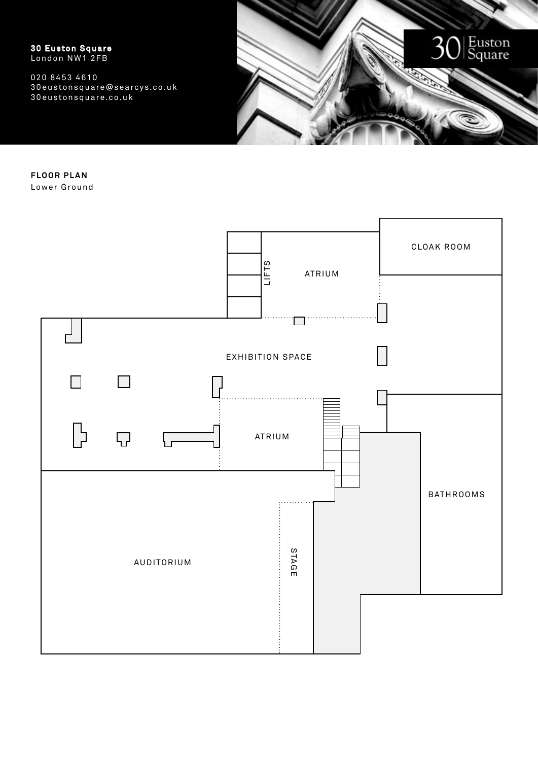**30 Euston Square**
London NW1 2FB

020 8453 4610
30eustonsquare@searcys.co.uk
30eustonsquare.co.uk

30 | Euston Square

**FLOOR PLAN**
Lower Ground

LIFTS

ATRIUM

CLOAK ROOM

EXHIBITION SPACE

ATRIUM

BATHROOMS

AUDITORIUM

STAGE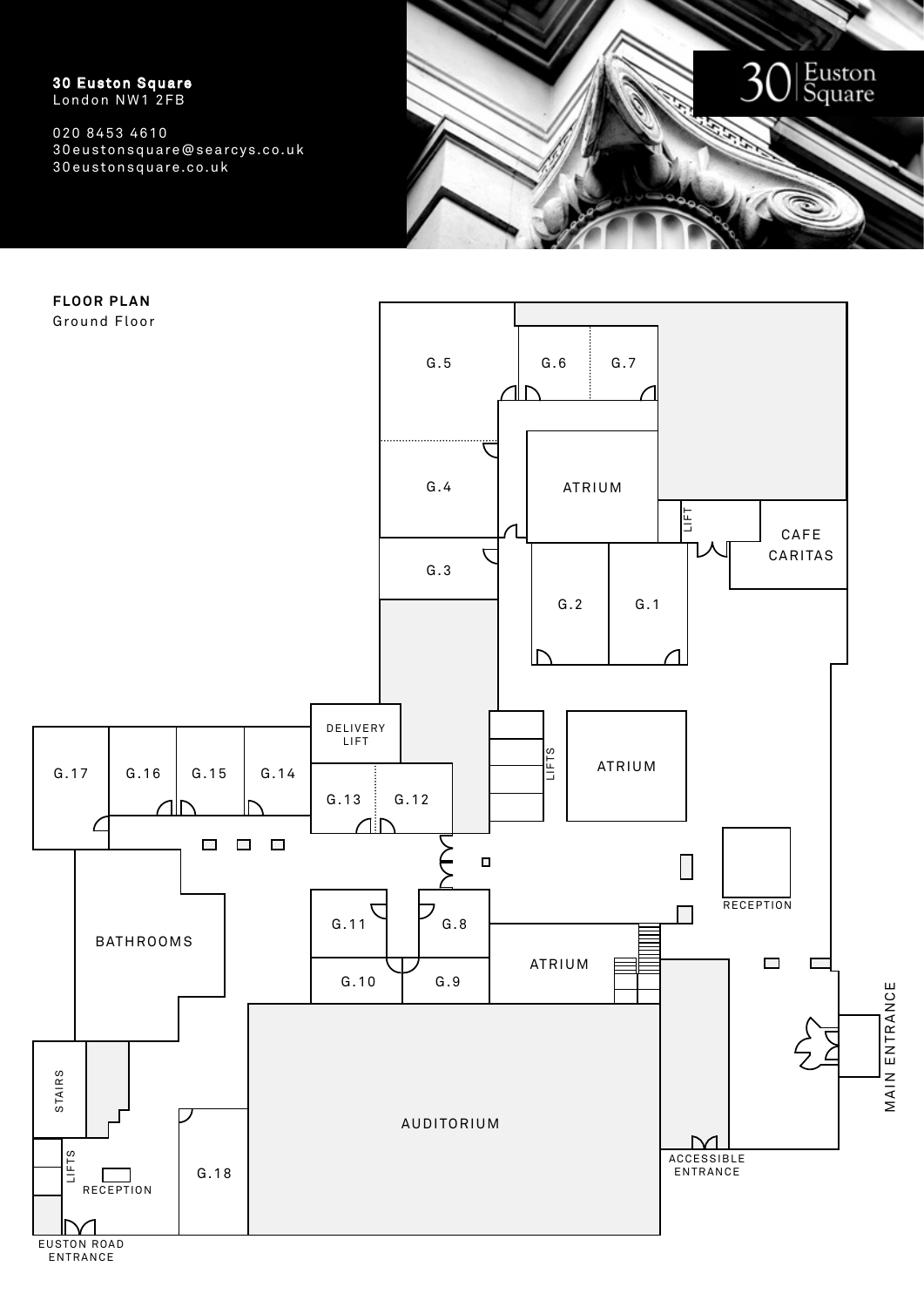**30 Euston Square**
London NW1 2FB

020 8453 4610
30eustonsquare@searcys.co.uk
30eustonsquare.co.uk

30 | Euston Square

**FLOOR PLAN**
Ground Floor

G.5
G.6
G.7
G.4
ATRIUM
LIFT
CAFE CARITAS
G.3
G.2
G.1
DELIVERY LIFT
LIFTS
ATRIUM
G.17
G.16
G.15
G.14
G.13
G.12
RECEPTION
G.11
G.8
BATHROOMS
G.10
G.9
ATRIUM
MAIN ENTRANCE
STAIRS
AUDITORIUM
LIFTS
RECEPTION
G.18
ACCESSIBLE ENTRANCE
EUSTON ROAD ENTRANCE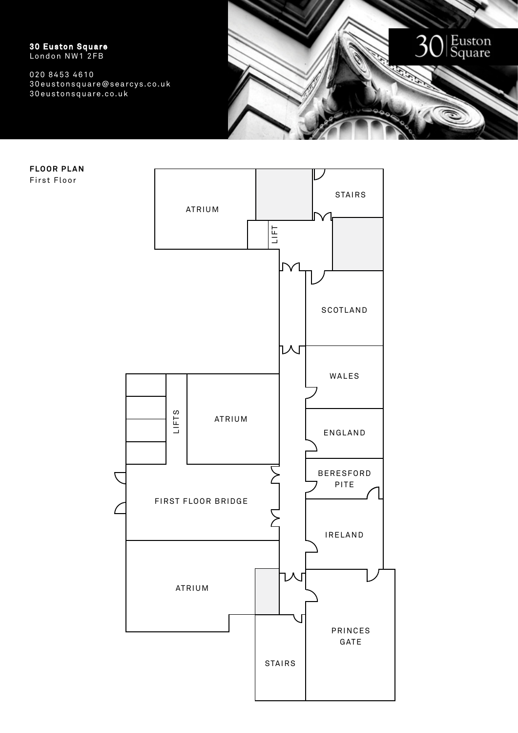**30 Euston Square**
London NW1 2FB

020 8453 4610
30eustonsquare@searcys.co.uk
30eustonsquare.co.uk

30 | Euston Square

**FLOOR PLAN**
First Floor

ATRIUM

STAIRS

LIFT

SCOTLAND

WALES

LIFTS

ATRIUM

ENGLAND

BERESFORD PITE

FIRST FLOOR BRIDGE

IRELAND

ATRIUM

PRINCES GATE

STAIRS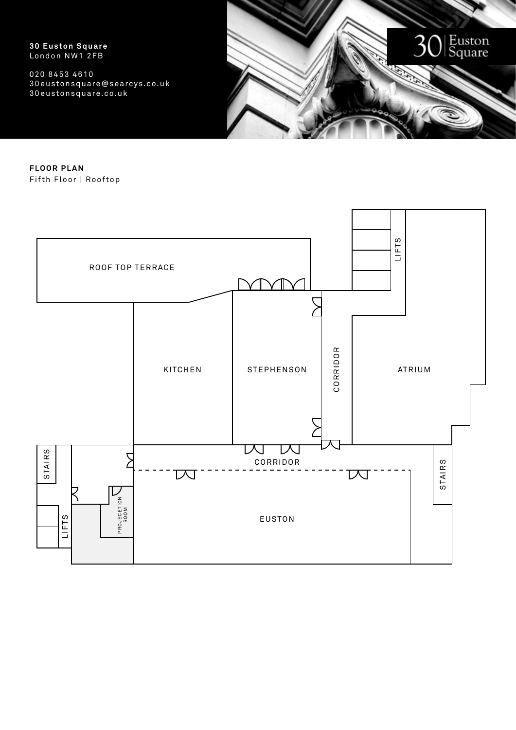**30 Euston Square**
London NW1 2FB

020 8453 4610
30eustonsquare@searcys.co.uk
30eustonsquare.co.uk

30 | Euston Square

**FLOOR PLAN**
Fifth Floor | Rooftop

ROOF TOP TERRACE
LIFTS
KITCHEN
STEPHENSON
CORRIDOR
ATRIUM
STAIRS
CORRIDOR
STAIRS
PROJECETION ROOM
LIFTS
EUSTON